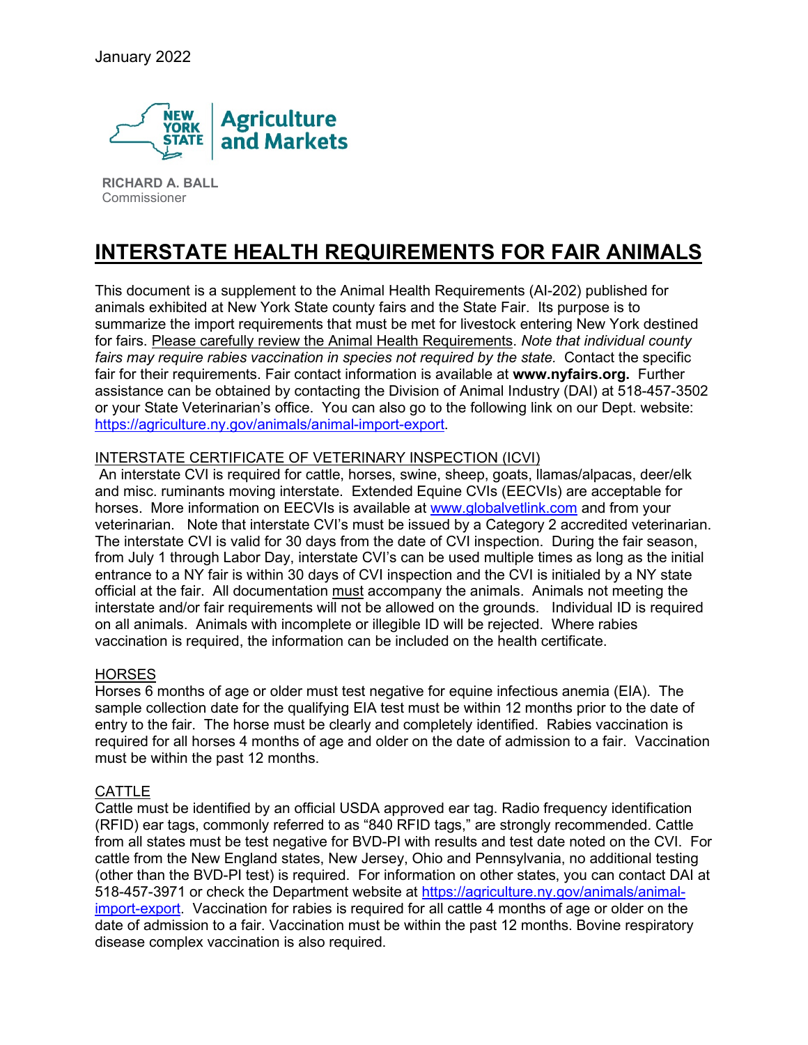January 2022

New York State Agriculture and Markets

**RICHARD A. BALL**
Commissioner

# INTERSTATE HEALTH REQUIREMENTS FOR FAIR ANIMALS

This document is a supplement to the Animal Health Requirements (AI-202) published for animals exhibited at New York State county fairs and the State Fair. Its purpose is to summarize the import requirements that must be met for livestock entering New York destined for fairs. Please carefully review the Animal Health Requirements. *Note that individual county fairs may require rabies vaccination in species not required by the state.* Contact the specific fair for their requirements. Fair contact information is available at **www.nyfairs.org.** Further assistance can be obtained by contacting the Division of Animal Industry (DAI) at 518-457-3502 or your State Veterinarian's office. You can also go to the following link on our Dept. website: https://agriculture.ny.gov/animals/animal-import-export.

## INTERSTATE CERTIFICATE OF VETERINARY INSPECTION (ICVI)

An interstate CVI is required for cattle, horses, swine, sheep, goats, llamas/alpacas, deer/elk and misc. ruminants moving interstate. Extended Equine CVIs (EECVIs) are acceptable for horses. More information on EECVIs is available at www.globalvetlink.com and from your veterinarian. Note that interstate CVI's must be issued by a Category 2 accredited veterinarian. The interstate CVI is valid for 30 days from the date of CVI inspection. During the fair season, from July 1 through Labor Day, interstate CVI's can be used multiple times as long as the initial entrance to a NY fair is within 30 days of CVI inspection and the CVI is initialed by a NY state official at the fair. All documentation must accompany the animals. Animals not meeting the interstate and/or fair requirements will not be allowed on the grounds. Individual ID is required on all animals. Animals with incomplete or illegible ID will be rejected. Where rabies vaccination is required, the information can be included on the health certificate.

## HORSES

Horses 6 months of age or older must test negative for equine infectious anemia (EIA). The sample collection date for the qualifying EIA test must be within 12 months prior to the date of entry to the fair. The horse must be clearly and completely identified. Rabies vaccination is required for all horses 4 months of age and older on the date of admission to a fair. Vaccination must be within the past 12 months.

## CATTLE

Cattle must be identified by an official USDA approved ear tag. Radio frequency identification (RFID) ear tags, commonly referred to as "840 RFID tags," are strongly recommended. Cattle from all states must be test negative for BVD-PI with results and test date noted on the CVI. For cattle from the New England states, New Jersey, Ohio and Pennsylvania, no additional testing (other than the BVD-PI test) is required. For information on other states, you can contact DAI at 518-457-3971 or check the Department website at https://agriculture.ny.gov/animals/animal-import-export. Vaccination for rabies is required for all cattle 4 months of age or older on the date of admission to a fair. Vaccination must be within the past 12 months. Bovine respiratory disease complex vaccination is also required.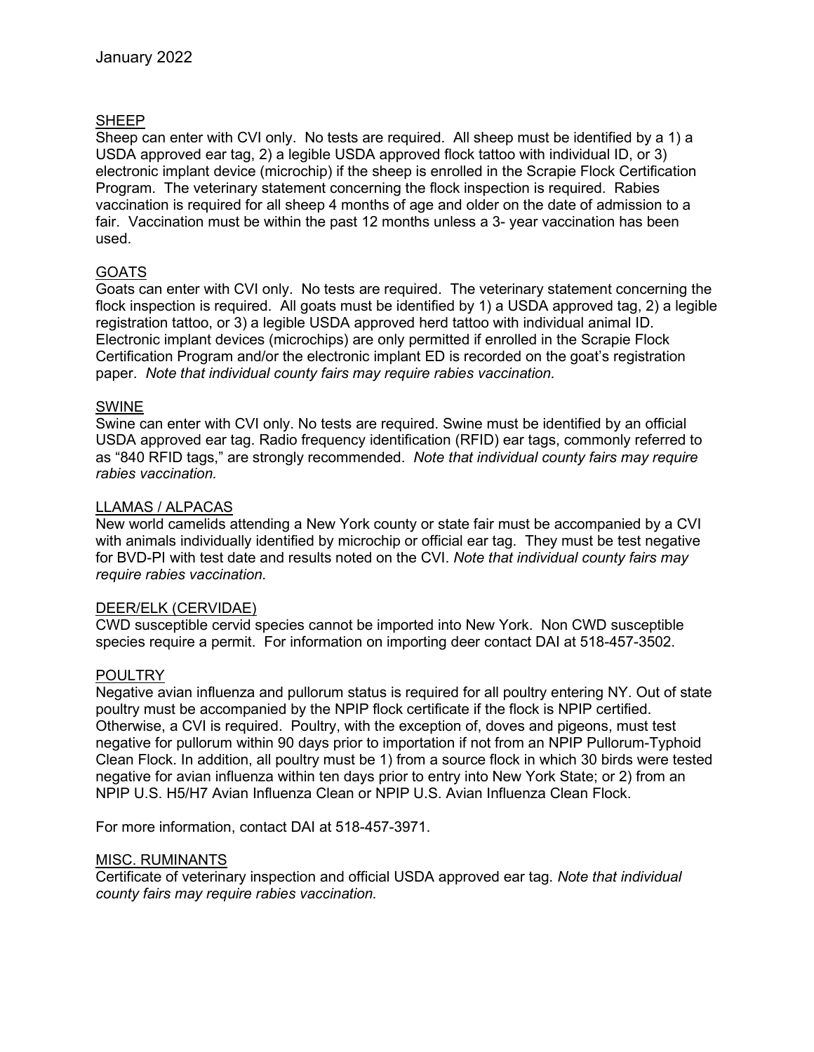January 2022

## SHEEP

Sheep can enter with CVI only. No tests are required. All sheep must be identified by a 1) a USDA approved ear tag, 2) a legible USDA approved flock tattoo with individual ID, or 3) electronic implant device (microchip) if the sheep is enrolled in the Scrapie Flock Certification Program. The veterinary statement concerning the flock inspection is required. Rabies vaccination is required for all sheep 4 months of age and older on the date of admission to a fair. Vaccination must be within the past 12 months unless a 3- year vaccination has been used.

## GOATS

Goats can enter with CVI only. No tests are required. The veterinary statement concerning the flock inspection is required. All goats must be identified by 1) a USDA approved tag, 2) a legible registration tattoo, or 3) a legible USDA approved herd tattoo with individual animal ID. Electronic implant devices (microchips) are only permitted if enrolled in the Scrapie Flock Certification Program and/or the electronic implant ED is recorded on the goat's registration paper. *Note that individual county fairs may require rabies vaccination.*

## SWINE

Swine can enter with CVI only. No tests are required. Swine must be identified by an official USDA approved ear tag. Radio frequency identification (RFID) ear tags, commonly referred to as "840 RFID tags," are strongly recommended. *Note that individual county fairs may require rabies vaccination.*

## LLAMAS / ALPACAS

New world camelids attending a New York county or state fair must be accompanied by a CVI with animals individually identified by microchip or official ear tag. They must be test negative for BVD-PI with test date and results noted on the CVI. *Note that individual county fairs may require rabies vaccination.*

## DEER/ELK (CERVIDAE)

CWD susceptible cervid species cannot be imported into New York. Non CWD susceptible species require a permit. For information on importing deer contact DAI at 518-457-3502.

## POULTRY

Negative avian influenza and pullorum status is required for all poultry entering NY. Out of state poultry must be accompanied by the NPIP flock certificate if the flock is NPIP certified. Otherwise, a CVI is required. Poultry, with the exception of, doves and pigeons, must test negative for pullorum within 90 days prior to importation if not from an NPIP Pullorum-Typhoid Clean Flock. In addition, all poultry must be 1) from a source flock in which 30 birds were tested negative for avian influenza within ten days prior to entry into New York State; or 2) from an NPIP U.S. H5/H7 Avian Influenza Clean or NPIP U.S. Avian Influenza Clean Flock.

For more information, contact DAI at 518-457-3971.

## MISC. RUMINANTS

Certificate of veterinary inspection and official USDA approved ear tag. *Note that individual county fairs may require rabies vaccination.*